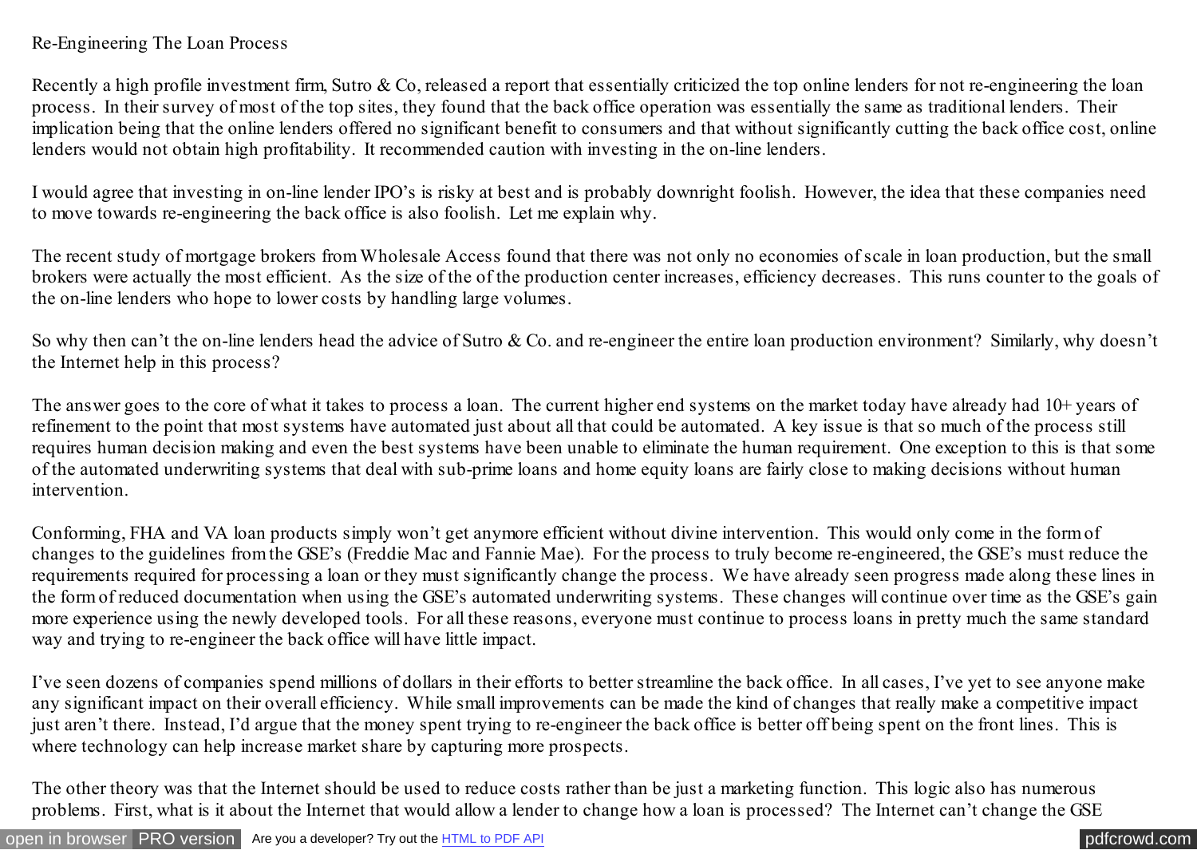# Re-Engineering The Loan Process

Recently a high profile investment firm, Sutro & Co, released a report that essentially criticized the top online lenders for not re-engineering the loan process. In their survey of most of the top sites, they found that the back office operation was essentially the same as traditional lenders. Their implication being that the online lenders offered no significant benefit to consumers and that without significantly cutting the back office cost, online lenders would not obtain high profitability. It recommended caution with investing in the on-line lenders.

I would agree that investing in on-line lender IPO's is risky at best and is probably downright foolish. However, the idea that these companies need to move towards re-engineering the back office is also foolish. Let me explain why.

The recent study of mortgage brokers from Wholesale Access found that there was not only no economies of scale in loan production, but the small brokers were actually the most efficient. As the size of the of the production center increases, efficiency decreases. This runs counter to the goals of the on-line lenders who hope to lower costs by handling large volumes.

So why then can't the on-line lenders head the advice of Sutro & Co. and re-engineer the entire loan production environment? Similarly, why doesn't the Internet help in this process?

The answer goes to the core of what it takes to process a loan. The current higher end systems on the market today have already had 10+ years of refinement to the point that most systems have automated just about all that could be automated. A key issue is that so much of the process still requires human decision making and even the best systems have been unable to eliminate the human requirement. One exception to this is that some of the automated underwriting systems that deal with sub-prime loans and home equity loans are fairly close to making decisions without human intervention.

Conforming, FHA and VA loan products simply won't get anymore efficient without divine intervention. This would only come in the form of changes to the guidelines from the GSE's (Freddie Mac and Fannie Mae). For the process to truly become re-engineered, the GSE's must reduce the requirements required for processing a loan or they must significantly change the process. We have already seen progress made along these lines in the form of reduced documentation when using the GSE's automated underwriting systems. These changes will continue over time as the GSE's gain more experience using the newly developed tools. For all these reasons, everyone must continue to process loans in pretty much the same standard way and trying to re-engineer the back office will have little impact.

I've seen dozens of companies spend millions of dollars in their efforts to better streamline the back office. In all cases, I've yet to see anyone make any significant impact on their overall efficiency. While small improvements can be made the kind of changes that really make a competitive impact just aren't there. Instead, I'd argue that the money spent trying to re-engineer the back office is better off being spent on the front lines. This is where technology can help increase market share by capturing more prospects.

The other theory was that the Internet should be used to reduce costs rather than be just a marketing function. This logic also has numerous problems. First, what is it about the Internet that would allow a lender to change how a loan is processed? The Internet can't change the GSE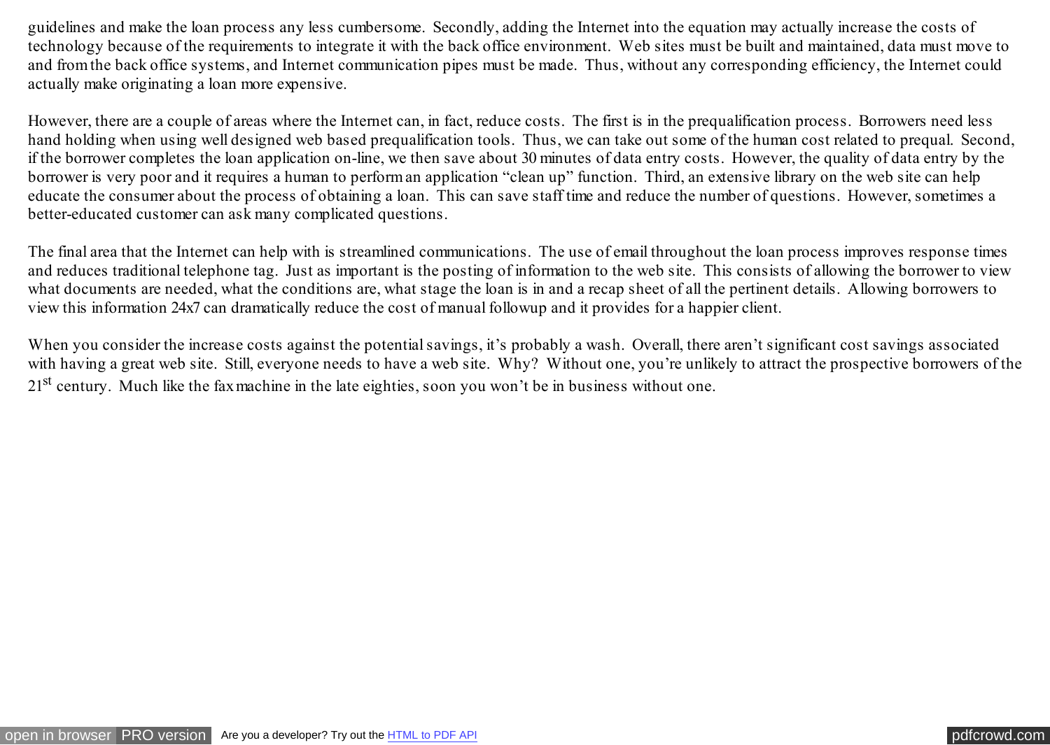guidelines and make the loan process any less cumbersome. Secondly, adding the Internet into the equation may actually increase the costs of technology because of the requirements to integrate it with the back office environment. Web sites must be built and maintained, data must move to and from the back office systems, and Internet communication pipes must be made. Thus, without any corresponding efficiency, the Internet could actually make originating a loan more expensive.

However, there are a couple of areas where the Internet can, in fact, reduce costs. The first is in the prequalification process. Borrowers need less hand holding when using well designed web based prequalification tools. Thus, we can take out some of the human cost related to prequal. Second, if the borrower completes the loan application on-line, we then save about 30 minutes of data entry costs. However, the quality of data entry by the borrower is very poor and it requires a human to perform an application "clean up" function. Third, an extensive library on the web site can help educate the consumer about the process of obtaining a loan. This can save staff time and reduce the number of questions. However, sometimes a better-educated customer can ask many complicated questions.

The final area that the Internet can help with is streamlined communications. The use of email throughout the loan process improves response times and reduces traditional telephone tag. Just as important is the posting of information to the web site. This consists of allowing the borrower to view what documents are needed, what the conditions are, what stage the loan is in and a recap sheet of all the pertinent details. Allowing borrowers to view this information 24x7 can dramatically reduce the cost of manual followup and it provides for a happier client.

When you consider the increase costs against the potential savings, it's probably a wash. Overall, there aren't significant cost savings associated with having a great web site. Still, everyone needs to have a web site. Why? Without one, you're unlikely to attract the prospective borrowers of the 21st century. Much like the fax machine in the late eighties, soon you won't be in business without one.